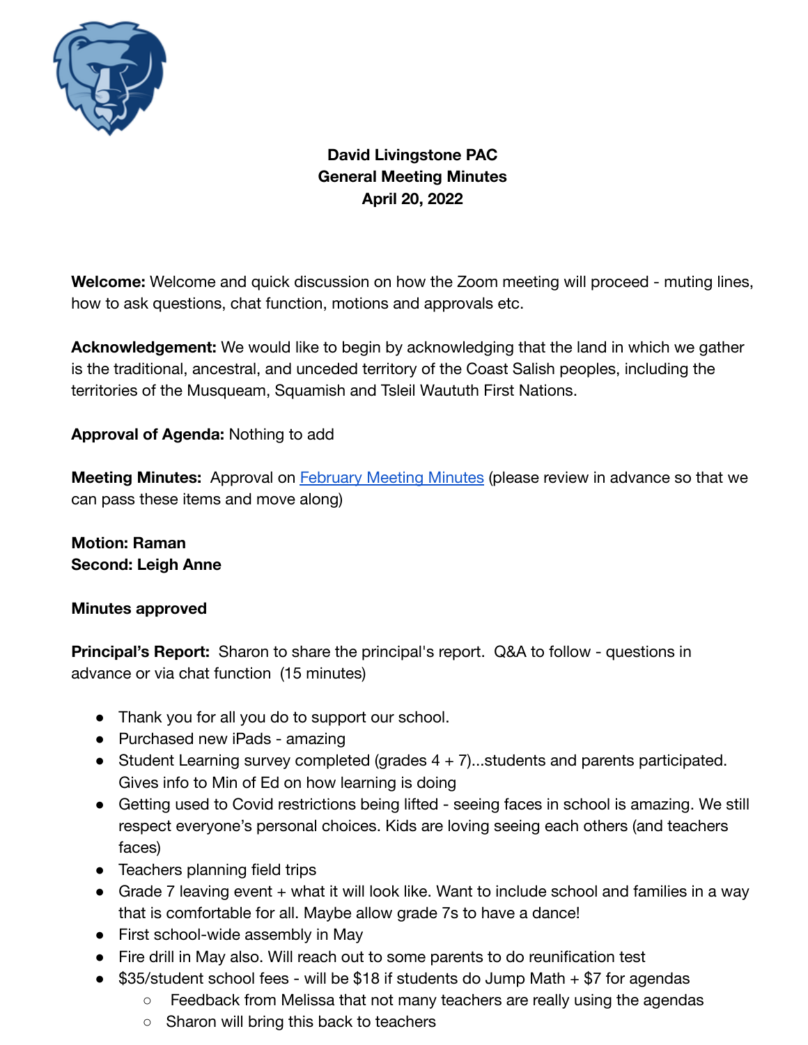**David Livingstone PAC**
**General Meeting Minutes**
**April 20, 2022**

**Welcome:** Welcome and quick discussion on how the Zoom meeting will proceed - muting lines, how to ask questions, chat function, motions and approvals etc.

**Acknowledgement:** We would like to begin by acknowledging that the land in which we gather is the traditional, ancestral, and unceded territory of the Coast Salish peoples, including the territories of the Musqueam, Squamish and Tsleil Waututh First Nations.

**Approval of Agenda:** Nothing to add

**Meeting Minutes:** Approval on February Meeting Minutes (please review in advance so that we can pass these items and move along)

**Motion: Raman**
**Second: Leigh Anne**

**Minutes approved**

**Principal's Report:** Sharon to share the principal's report. Q&A to follow - questions in advance or via chat function (15 minutes)

- Thank you for all you do to support our school.
- Purchased new iPads - amazing
- Student Learning survey completed (grades 4 + 7)...students and parents participated. Gives info to Min of Ed on how learning is doing
- Getting used to Covid restrictions being lifted - seeing faces in school is amazing. We still respect everyone's personal choices. Kids are loving seeing each others (and teachers faces)
- Teachers planning field trips
- Grade 7 leaving event + what it will look like. Want to include school and families in a way that is comfortable for all. Maybe allow grade 7s to have a dance!
- First school-wide assembly in May
- Fire drill in May also. Will reach out to some parents to do reunification test
- $35/student school fees - will be $18 if students do Jump Math + $7 for agendas
  - Feedback from Melissa that not many teachers are really using the agendas
  - Sharon will bring this back to teachers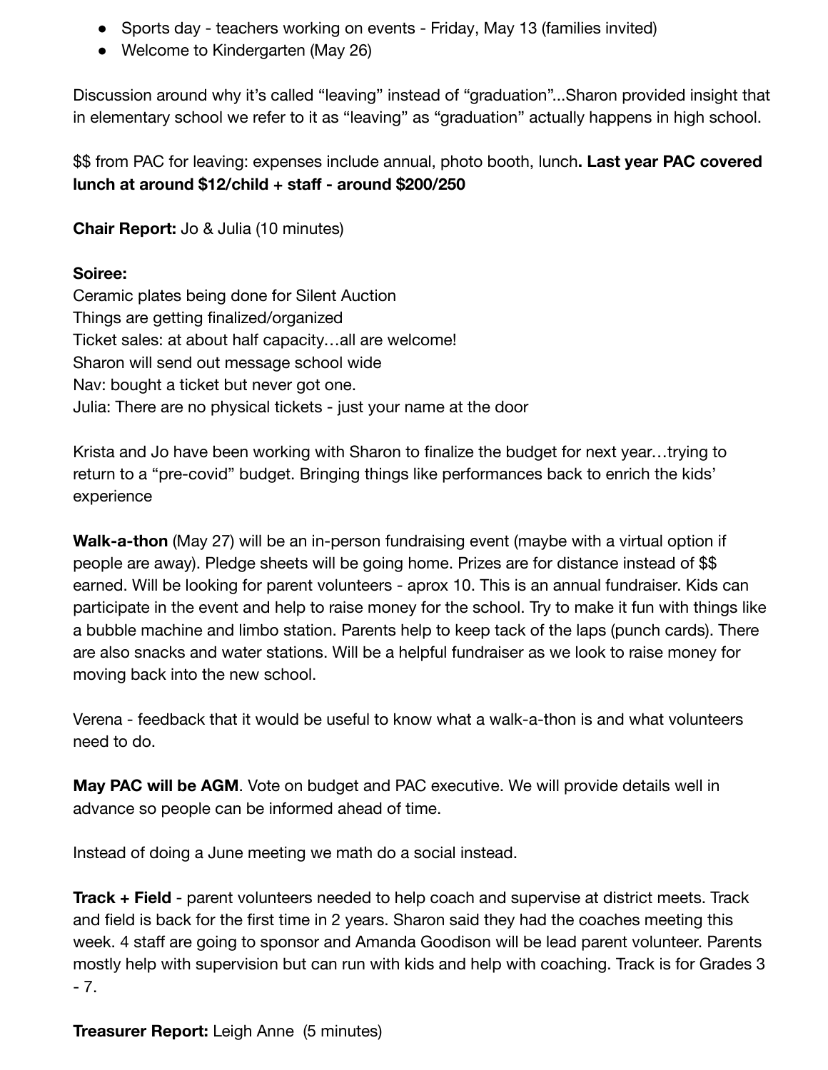- Sports day - teachers working on events - Friday, May 13 (families invited)
- Welcome to Kindergarten (May 26)

Discussion around why it's called "leaving" instead of "graduation"...Sharon provided insight that in elementary school we refer to it as "leaving" as "graduation" actually happens in high school.

$$ from PAC for leaving: expenses include annual, photo booth, lunch**. Last year PAC covered lunch at around $12/child + staff - around $200/250**

**Chair Report:** Jo & Julia (10 minutes)

**Soiree:**
Ceramic plates being done for Silent Auction
Things are getting finalized/organized
Ticket sales: at about half capacity…all are welcome!
Sharon will send out message school wide
Nav: bought a ticket but never got one.
Julia: There are no physical tickets - just your name at the door

Krista and Jo have been working with Sharon to finalize the budget for next year…trying to return to a "pre-covid" budget. Bringing things like performances back to enrich the kids' experience

**Walk-a-thon** (May 27) will be an in-person fundraising event (maybe with a virtual option if people are away). Pledge sheets will be going home. Prizes are for distance instead of $$ earned. Will be looking for parent volunteers - aprox 10. This is an annual fundraiser. Kids can participate in the event and help to raise money for the school. Try to make it fun with things like a bubble machine and limbo station. Parents help to keep tack of the laps (punch cards). There are also snacks and water stations. Will be a helpful fundraiser as we look to raise money for moving back into the new school.

Verena - feedback that it would be useful to know what a walk-a-thon is and what volunteers need to do.

**May PAC will be AGM**. Vote on budget and PAC executive. We will provide details well in advance so people can be informed ahead of time.

Instead of doing a June meeting we math do a social instead.

**Track + Field** - parent volunteers needed to help coach and supervise at district meets. Track and field is back for the first time in 2 years. Sharon said they had the coaches meeting this week. 4 staff are going to sponsor and Amanda Goodison will be lead parent volunteer. Parents mostly help with supervision but can run with kids and help with coaching. Track is for Grades 3 - 7.

**Treasurer Report:** Leigh Anne (5 minutes)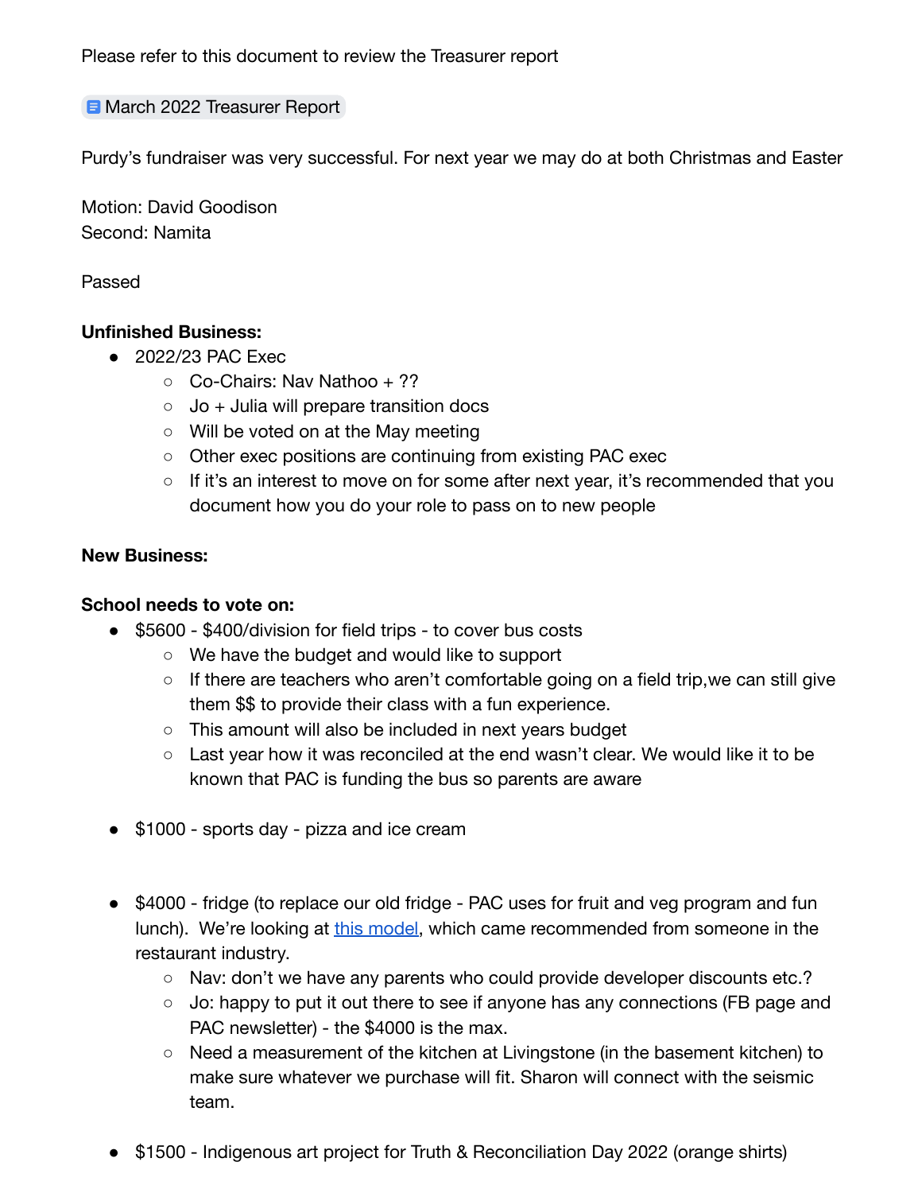Please refer to this document to review the Treasurer report

March 2022 Treasurer Report

Purdy's fundraiser was very successful. For next year we may do at both Christmas and Easter

Motion: David Goodison
Second: Namita

Passed

**Unfinished Business:**

- 2022/23 PAC Exec
    - Co-Chairs: Nav Nathoo + ??
    - Jo + Julia will prepare transition docs
    - Will be voted on at the May meeting
    - Other exec positions are continuing from existing PAC exec
    - If it's an interest to move on for some after next year, it's recommended that you document how you do your role to pass on to new people

**New Business:**

**School needs to vote on:**

- $5600 - $400/division for field trips - to cover bus costs
    - We have the budget and would like to support
    - If there are teachers who aren't comfortable going on a field trip,we can still give them $$ to provide their class with a fun experience.
    - This amount will also be included in next years budget
    - Last year how it was reconciled at the end wasn't clear. We would like it to be known that PAC is funding the bus so parents are aware

- $1000 - sports day - pizza and ice cream

- $4000 - fridge (to replace our old fridge - PAC uses for fruit and veg program and fun lunch). We're looking at this model, which came recommended from someone in the restaurant industry.
    - Nav: don't we have any parents who could provide developer discounts etc.?
    - Jo: happy to put it out there to see if anyone has any connections (FB page and PAC newsletter) - the $4000 is the max.
    - Need a measurement of the kitchen at Livingstone (in the basement kitchen) to make sure whatever we purchase will fit. Sharon will connect with the seismic team.

- $1500 - Indigenous art project for Truth & Reconciliation Day 2022 (orange shirts)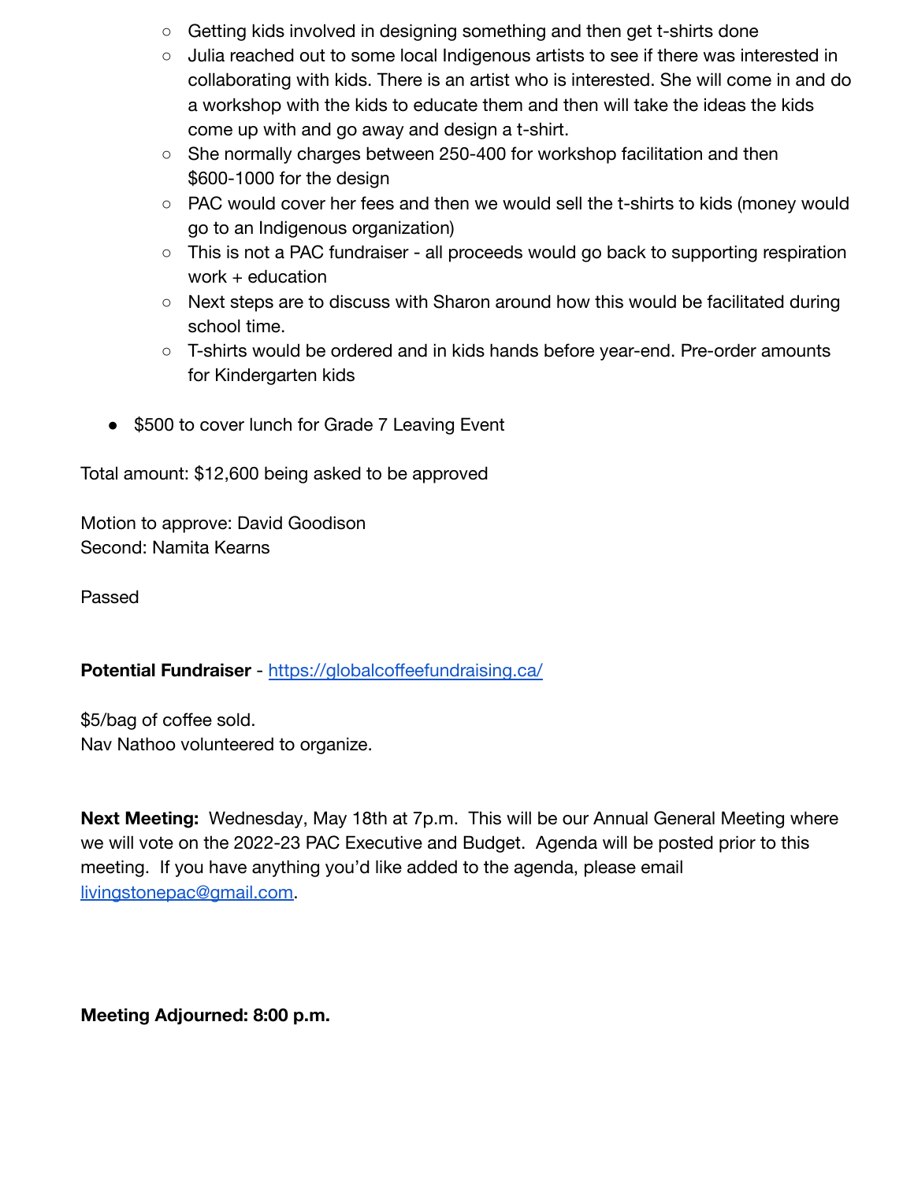- Getting kids involved in designing something and then get t-shirts done
    - Julia reached out to some local Indigenous artists to see if there was interested in collaborating with kids. There is an artist who is interested. She will come in and do a workshop with the kids to educate them and then will take the ideas the kids come up with and go away and design a t-shirt.
    - She normally charges between 250-400 for workshop facilitation and then $600-1000 for the design
    - PAC would cover her fees and then we would sell the t-shirts to kids (money would go to an Indigenous organization)
    - This is not a PAC fundraiser - all proceeds would go back to supporting respiration work + education
    - Next steps are to discuss with Sharon around how this would be facilitated during school time.
    - T-shirts would be ordered and in kids hands before year-end. Pre-order amounts for Kindergarten kids

- $500 to cover lunch for Grade 7 Leaving Event

Total amount: $12,600 being asked to be approved

Motion to approve: David Goodison
Second: Namita Kearns

Passed

**Potential Fundraiser** - https://globalcoffeefundraising.ca/

$5/bag of coffee sold.
Nav Nathoo volunteered to organize.

**Next Meeting:** Wednesday, May 18th at 7p.m. This will be our Annual General Meeting where we will vote on the 2022-23 PAC Executive and Budget. Agenda will be posted prior to this meeting. If you have anything you'd like added to the agenda, please email livingstonepac@gmail.com.

**Meeting Adjourned: 8:00 p.m.**